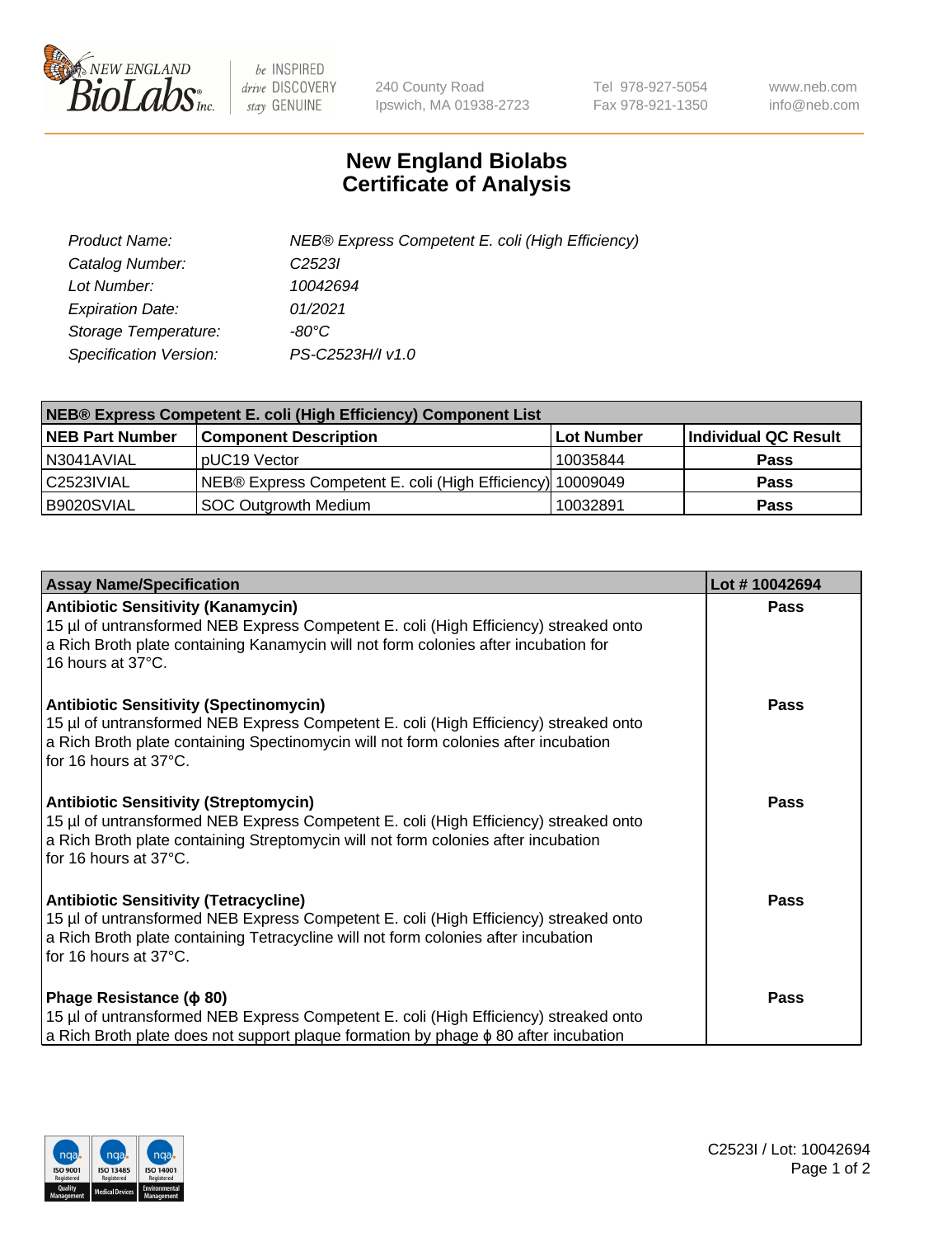# New England Biolabs Certificate of Analysis

| | |
|---|---|
| *Product Name:* | *NEB® Express Competent E. coli (High Efficiency)* |
| *Catalog Number:* | *C2523I* |
| *Lot Number:* | *10042694* |
| *Expiration Date:* | *01/2021* |
| *Storage Temperature:* | *-80°C* |
| *Specification Version:* | *PS-C2523H/I v1.0* |

**NEB® Express Competent E. coli (High Efficiency) Component List**

| NEB Part Number | Component Description | Lot Number | Individual QC Result |
|---|---|---|---|
| N3041AVIAL | pUC19 Vector | 10035844 | **Pass** |
| C2523IVIAL | NEB® Express Competent E. coli (High Efficiency) | 10009049 | **Pass** |
| B9020SVIAL | SOC Outgrowth Medium | 10032891 | **Pass** |

| Assay Name/Specification | Lot # 10042694 |
|---|---|
| **Antibiotic Sensitivity (Kanamycin)** 15 µl of untransformed NEB Express Competent E. coli (High Efficiency) streaked onto a Rich Broth plate containing Kanamycin will not form colonies after incubation for 16 hours at 37°C. | **Pass** |
| **Antibiotic Sensitivity (Spectinomycin)** 15 µl of untransformed NEB Express Competent E. coli (High Efficiency) streaked onto a Rich Broth plate containing Spectinomycin will not form colonies after incubation for 16 hours at 37°C. | **Pass** |
| **Antibiotic Sensitivity (Streptomycin)** 15 µl of untransformed NEB Express Competent E. coli (High Efficiency) streaked onto a Rich Broth plate containing Streptomycin will not form colonies after incubation for 16 hours at 37°C. | **Pass** |
| **Antibiotic Sensitivity (Tetracycline)** 15 µl of untransformed NEB Express Competent E. coli (High Efficiency) streaked onto a Rich Broth plate containing Tetracycline will not form colonies after incubation for 16 hours at 37°C. | **Pass** |
| **Phage Resistance (ϕ 80)** 15 µl of untransformed NEB Express Competent E. coli (High Efficiency) streaked onto a Rich Broth plate does not support plaque formation by phage ϕ 80 after incubation | **Pass** |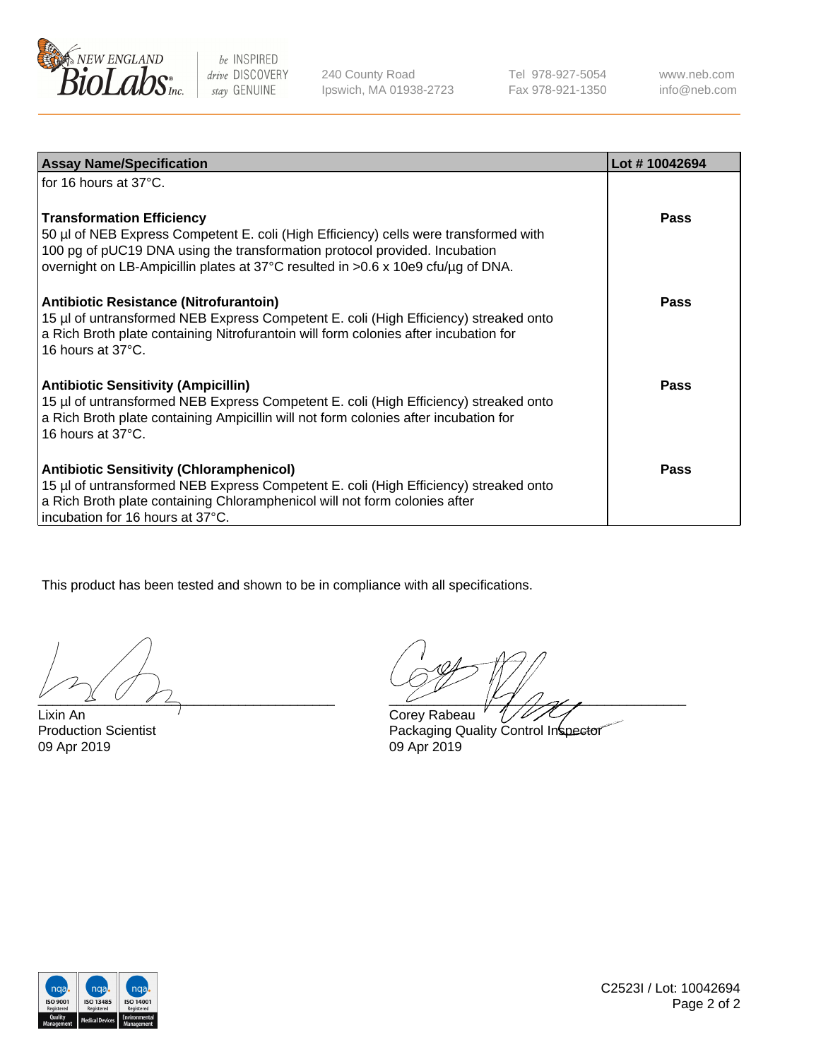| Assay Name/Specification | Lot # 10042694 |
| --- | --- |
| for 16 hours at 37°C. | |
| **Transformation Efficiency**<br>50 µl of NEB Express Competent E. coli (High Efficiency) cells were transformed with 100 pg of pUC19 DNA using the transformation protocol provided. Incubation overnight on LB-Ampicillin plates at 37°C resulted in >0.6 x 10e9 cfu/µg of DNA. | **Pass** |
| **Antibiotic Resistance (Nitrofurantoin)**<br>15 µl of untransformed NEB Express Competent E. coli (High Efficiency) streaked onto a Rich Broth plate containing Nitrofurantoin will form colonies after incubation for 16 hours at 37°C. | **Pass** |
| **Antibiotic Sensitivity (Ampicillin)**<br>15 µl of untransformed NEB Express Competent E. coli (High Efficiency) streaked onto a Rich Broth plate containing Ampicillin will not form colonies after incubation for 16 hours at 37°C. | **Pass** |
| **Antibiotic Sensitivity (Chloramphenicol)**<br>15 µl of untransformed NEB Express Competent E. coli (High Efficiency) streaked onto a Rich Broth plate containing Chloramphenicol will not form colonies after incubation for 16 hours at 37°C. | **Pass** |

This product has been tested and shown to be in compliance with all specifications.

Lixin An
Production Scientist
09 Apr 2019

Corey Rabeau
Packaging Quality Control Inspector
09 Apr 2019

C2523I / Lot: 10042694